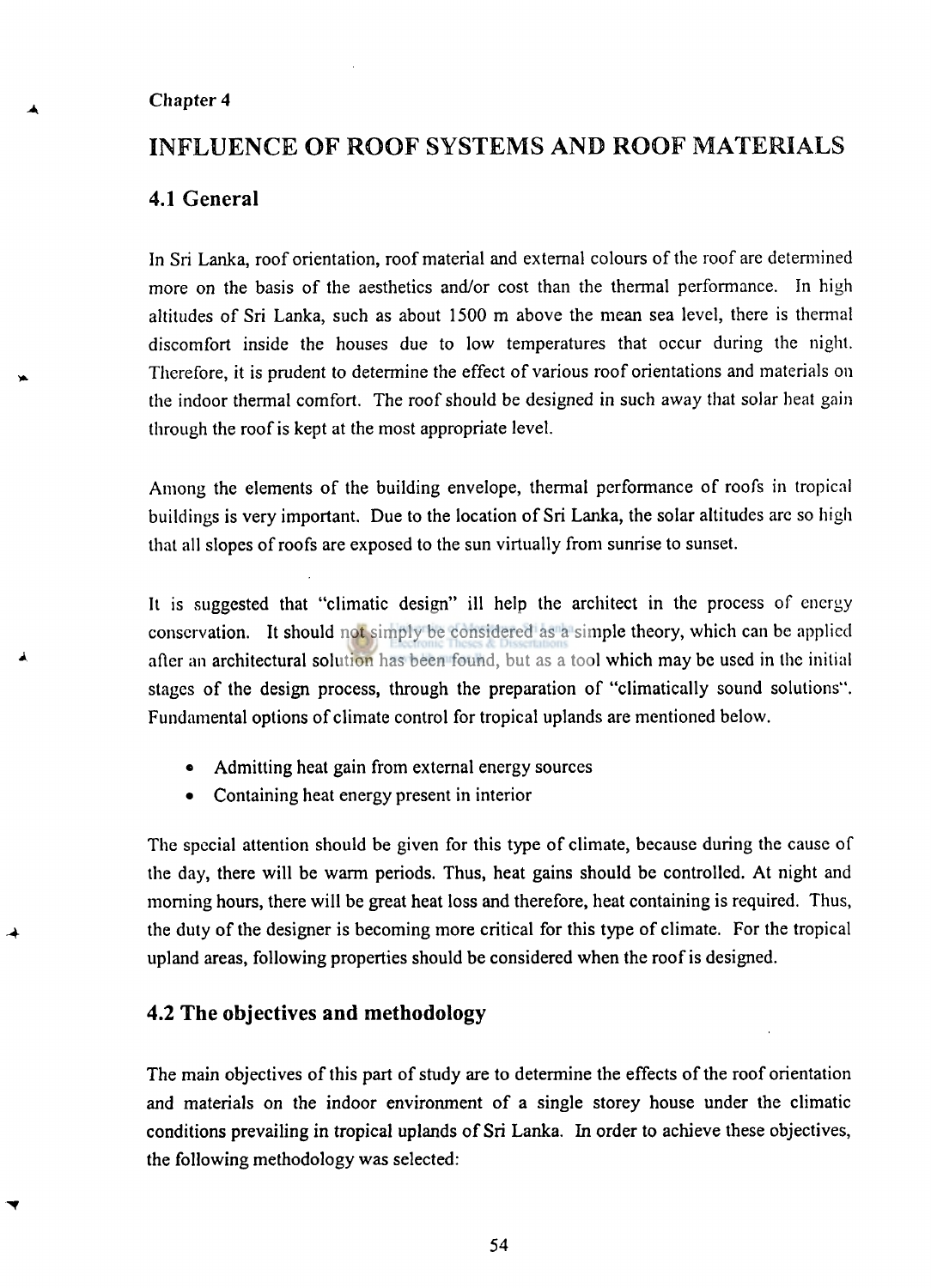Chapter 4

# INFLUENCE OF ROOF SYSTEMS AND ROOF MATERIALS

## 4.1 General

In Sri Lanka, roof orientation, roof material and external colours of the roof are determined more on the basis of the aesthetics and/or cost than the thermal performance. In high altitudes of Sri Lanka, such as about 1500 m above the mean sea level, there is thermal discomfort inside the houses due to low temperatures that occur during the night. Therefore, it is prudent to determine the effect of various roof orientations and materials on the indoor thermal comfort. The roof should be designed in such away that solar heat gain through the roof is kept at the most appropriate level.

Among the elements of the building envelope, thermal performance of roofs in tropical buildings is very important. Due to the location of Sri Lanka, the solar altitudes are so high that all slopes of roofs are exposed to the sun virtually from sunrise to sunset.

It is suggested that "climatic design" ill help the architect in the process of energy conservation. It should not simply be considered as a simple theory, which can be applied after an architectural solution has been found, but as a tool which may be used in the initial stages of the design process, through the preparation of "climatically sound solutions". Fundamental options of climate control for tropical uplands are mentioned below.

- Admitting heat gain from external energy sources
- Containing heat energy present in interior

The special attention should be given for this type of climate, because during the cause of the day, there will be warm periods. Thus, heat gains should be controlled. At night and morning hours, there will be great heat loss and therefore, heat containing is required. Thus, the duty of the designer is becoming more critical for this type of climate. For the tropical upland areas, following properties should be considered when the roof is designed.

## 4.2 The objectives and methodology

The main objectives of this part of study are to determine the effects of the roof orientation and materials on the indoor environment of a single storey house under the climatic conditions prevailing in tropical uplands of Sri Lanka. In order to achieve these objectives, the following methodology was selected: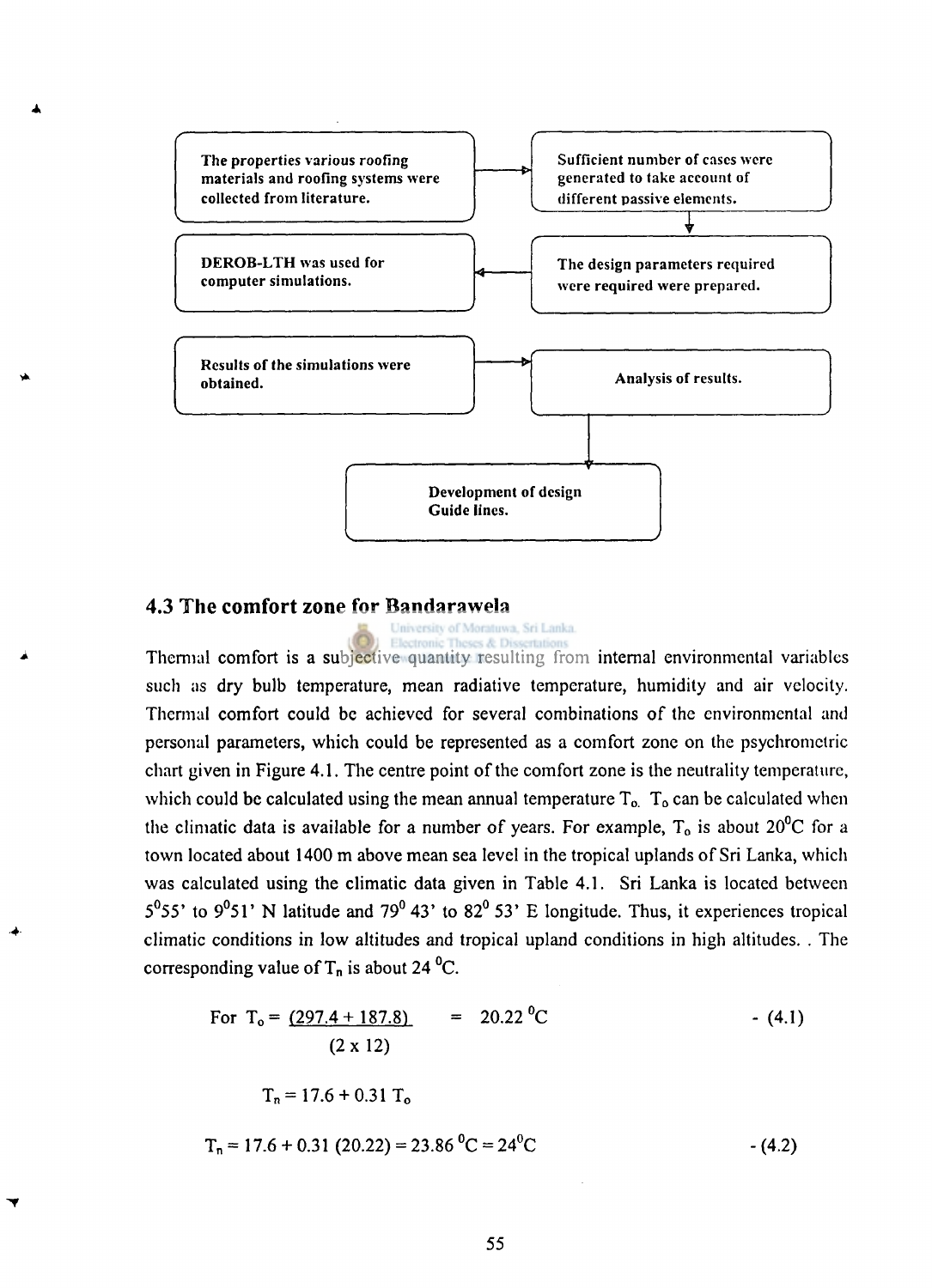The properties various roofing materials and roofing systems were collected from literature.

→ Sufficient number of cases were generated to take account of different passive elements.

→ The design parameters required were required were prepared.

→ DEROB-LTH was used for computer simulations.

→ Results of the simulations were obtained.

→ Analysis of results.

→ Development of design Guide lines.

### 4.3 The comfort zone for Bandarawela

Thermal comfort is a subjective quantity resulting from internal environmental variables such as dry bulb temperature, mean radiative temperature, humidity and air velocity. Thermal comfort could be achieved for several combinations of the environmental and personal parameters, which could be represented as a comfort zone on the psychrometric chart given in Figure 4.1. The centre point of the comfort zone is the neutrality temperature, which could be calculated using the mean annual temperature $T_o$. $T_o$ can be calculated when the climatic data is available for a number of years. For example, $T_o$ is about 20°C for a town located about 1400 m above mean sea level in the tropical uplands of Sri Lanka, which was calculated using the climatic data given in Table 4.1. Sri Lanka is located between 5°55' to 9°51' N latitude and 79° 43' to 82° 53' E longitude. Thus, it experiences tropical climatic conditions in low altitudes and tropical upland conditions in high altitudes. . The corresponding value of $T_n$ is about 24 °C.

$$\text{For } T_o = \frac{(297.4 + 187.8)}{(2 \times 12)} = 20.22\ ^{\circ}C \qquad \text{- (4.1)}$$

$$T_n = 17.6 + 0.31\ T_o$$

$$T_n = 17.6 + 0.31\ (20.22) = 23.86\ ^{\circ}C = 24^{\circ}C \qquad \text{- (4.2)}$$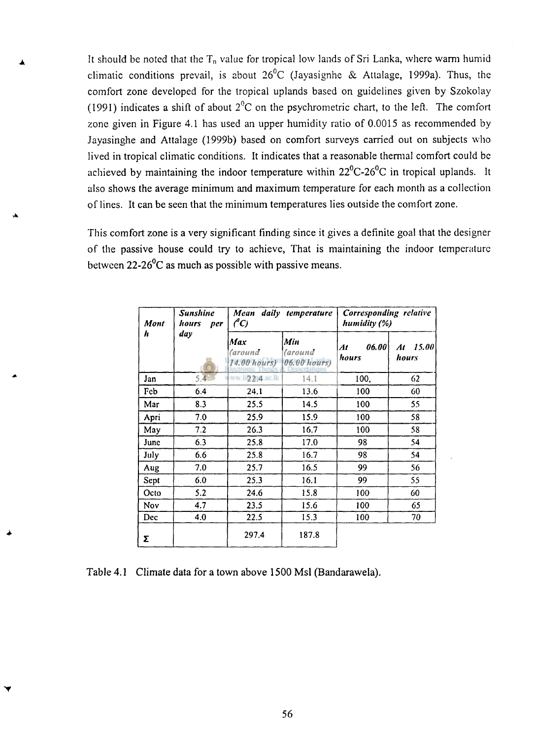It should be noted that the $T_n$ value for tropical low lands of Sri Lanka, where warm humid climatic conditions prevail, is about 26$^0$C (Jayasignhe & Attalage, 1999a). Thus, the comfort zone developed for the tropical uplands based on guidelines given by Szokolay (1991) indicates a shift of about 2$^0$C on the psychrometric chart, to the left. The comfort zone given in Figure 4.1 has used an upper humidity ratio of 0.0015 as recommended by Jayasinghe and Attalage (1999b) based on comfort surveys carried out on subjects who lived in tropical climatic conditions. It indicates that a reasonable thermal comfort could be achieved by maintaining the indoor temperature within 22$^0$C-26$^0$C in tropical uplands. It also shows the average minimum and maximum temperature for each month as a collection of lines. It can be seen that the minimum temperatures lies outside the comfort zone.

This comfort zone is a very significant finding since it gives a definite goal that the designer of the passive house could try to achieve, That is maintaining the indoor temperature between 22-26$^0$C as much as possible with passive means.

| *Month* | *Sunshine hours per day* | *Mean daily temperature ($^0C$)* | | *Corresponding relative humidity (%)* | |
|---|---|---|---|---|---|
| | | *Max (around 14.00 hours)* | *Min (around 06.00 hours)* | *At 06.00 hours* | *At 15.00 hours* |
| Jan | 5.4 | 22.4 | 14.1 | 100, | 62 |
| Feb | 6.4 | 24.1 | 13.6 | 100 | 60 |
| Mar | 8.3 | 25.5 | 14.5 | 100 | 55 |
| Apri | 7.0 | 25.9 | 15.9 | 100 | 58 |
| May | 7.2 | 26.3 | 16.7 | 100 | 58 |
| June | 6.3 | 25.8 | 17.0 | 98 | 54 |
| July | 6.6 | 25.8 | 16.7 | 98 | 54 |
| Aug | 7.0 | 25.7 | 16.5 | 99 | 56 |
| Sept | 6.0 | 25.3 | 16.1 | 99 | 55 |
| Octo | 5.2 | 24.6 | 15.8 | 100 | 60 |
| Nov | 4.7 | 23.5 | 15.6 | 100 | 65 |
| Dec | 4.0 | 22.5 | 15.3 | 100 | 70 |
| Σ | | 297.4 | 187.8 | | |

Table 4.1 Climate data for a town above 1500 Msl (Bandarawela).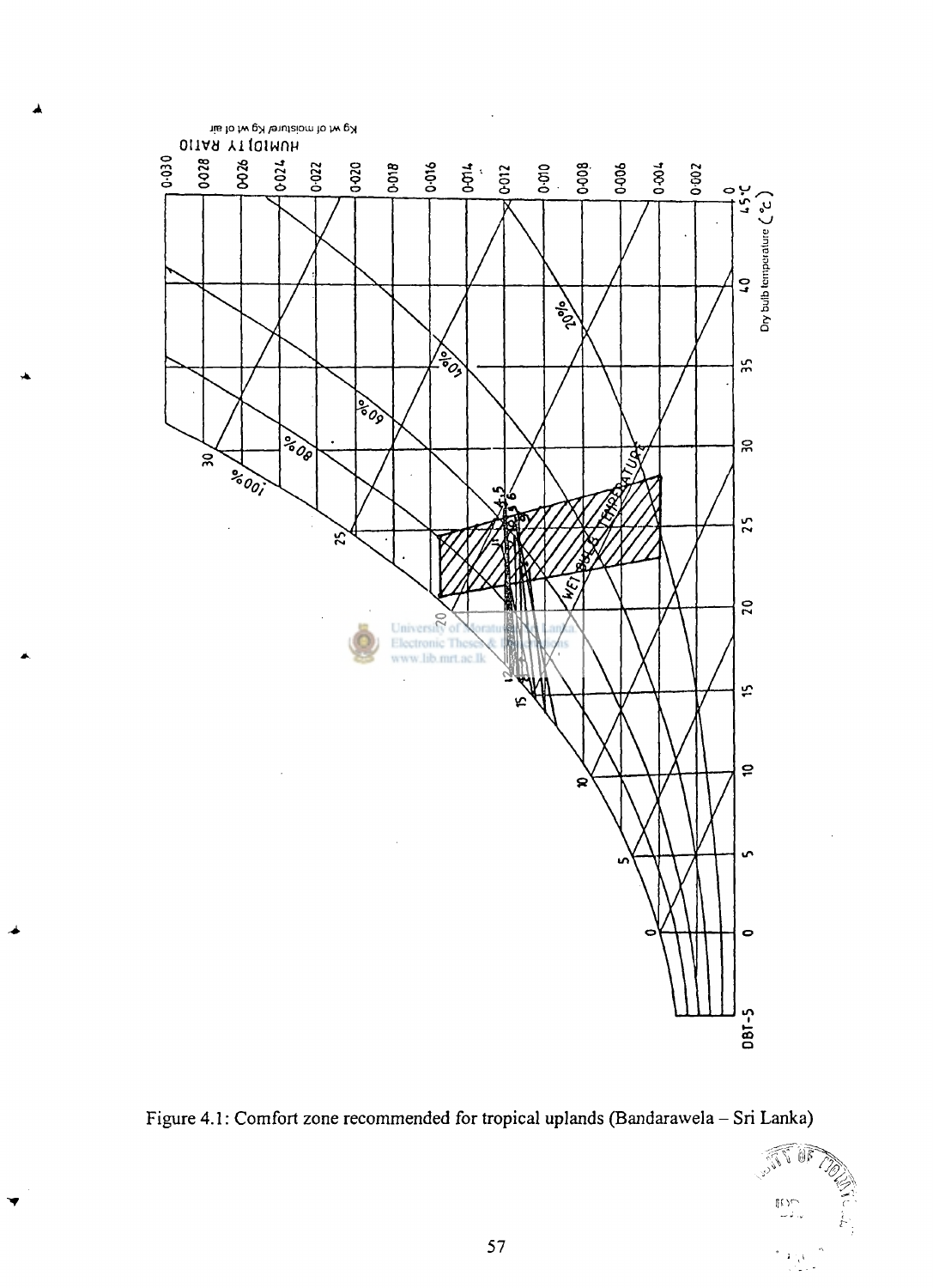Figure 4.1: Comfort zone recommended for tropical uplands (Bandarawela – Sri Lanka)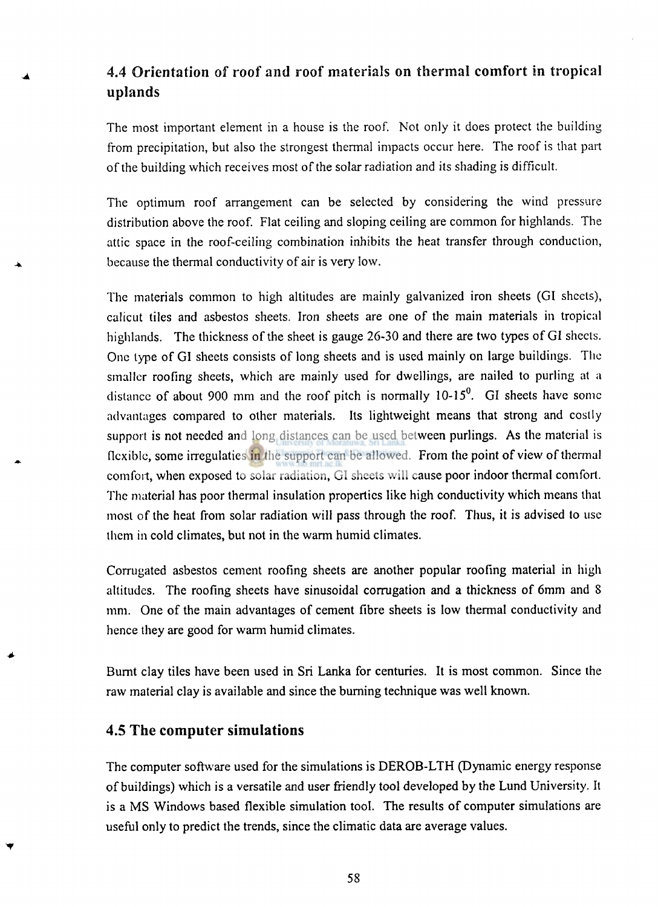## 4.4 Orientation of roof and roof materials on thermal comfort in tropical uplands

The most important element in a house is the roof. Not only it does protect the building from precipitation, but also the strongest thermal impacts occur here. The roof is that part of the building which receives most of the solar radiation and its shading is difficult.

The optimum roof arrangement can be selected by considering the wind pressure distribution above the roof. Flat ceiling and sloping ceiling are common for highlands. The attic space in the roof-ceiling combination inhibits the heat transfer through conduction, because the thermal conductivity of air is very low.

The materials common to high altitudes are mainly galvanized iron sheets (GI sheets), calicut tiles and asbestos sheets. Iron sheets are one of the main materials in tropical highlands. The thickness of the sheet is gauge 26-30 and there are two types of GI sheets. One type of GI sheets consists of long sheets and is used mainly on large buildings. The smaller roofing sheets, which are mainly used for dwellings, are nailed to purling at a distance of about 900 mm and the roof pitch is normally 10-15$^{0}$. GI sheets have some advantages compared to other materials. Its lightweight means that strong and costly support is not needed and long distances can be used between purlings. As the material is flexible, some irregulaties in the support can be allowed. From the point of view of thermal comfort, when exposed to solar radiation, GI sheets will cause poor indoor thermal comfort. The material has poor thermal insulation properties like high conductivity which means that most of the heat from solar radiation will pass through the roof. Thus, it is advised to use them in cold climates, but not in the warm humid climates.

Corrugated asbestos cement roofing sheets are another popular roofing material in high altitudes. The roofing sheets have sinusoidal corrugation and a thickness of 6mm and 8 mm. One of the main advantages of cement fibre sheets is low thermal conductivity and hence they are good for warm humid climates.

Burnt clay tiles have been used in Sri Lanka for centuries. It is most common. Since the raw material clay is available and since the burning technique was well known.

## 4.5 The computer simulations

The computer software used for the simulations is DEROB-LTH (Dynamic energy response of buildings) which is a versatile and user friendly tool developed by the Lund University. It is a MS Windows based flexible simulation tool. The results of computer simulations are useful only to predict the trends, since the climatic data are average values.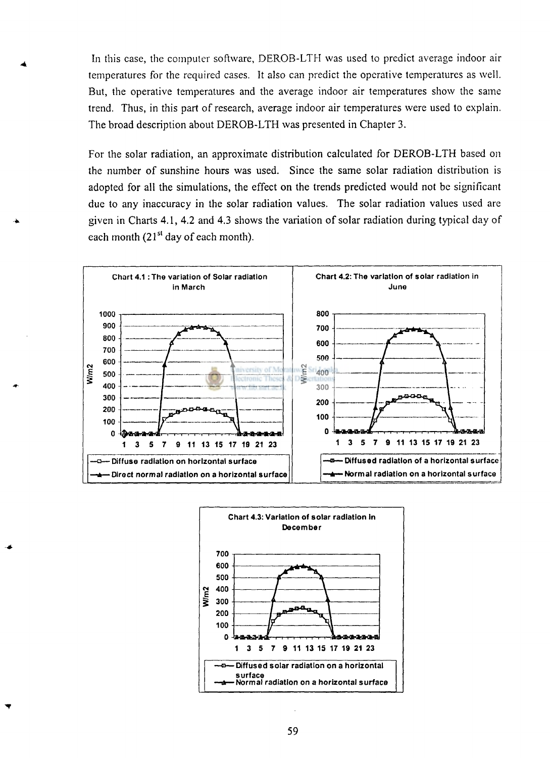In this case, the computer software, DEROB-LTH was used to predict average indoor air temperatures for the required cases. It also can predict the operative temperatures as well. But, the operative temperatures and the average indoor air temperatures show the same trend. Thus, in this part of research, average indoor air temperatures were used to explain. The broad description about DEROB-LTH was presented in Chapter 3.

For the solar radiation, an approximate distribution calculated for DEROB-LTH based on the number of sunshine hours was used. Since the same solar radiation distribution is adopted for all the simulations, the effect on the trends predicted would not be significant due to any inaccuracy in the solar radiation values. The solar radiation values used are given in Charts 4.1, 4.2 and 4.3 shows the variation of solar radiation during typical day of each month (21[st] day of each month).

**Chart 4.1 : The variation of Solar radiation in March**

Legend: Diffuse radiation on horizontal surface; Direct normal radiation on a horizontal surface

**Chart 4.2: The variation of solar radiation in June**

Legend: Diffused radiation of a horizontal surface; Normal radiation on a horizontal surface

**Chart 4.3: Variation of solar radiation in December**

Legend: Diffused solar radiation on a horizontal surface; Normal radiation on a horizontal surface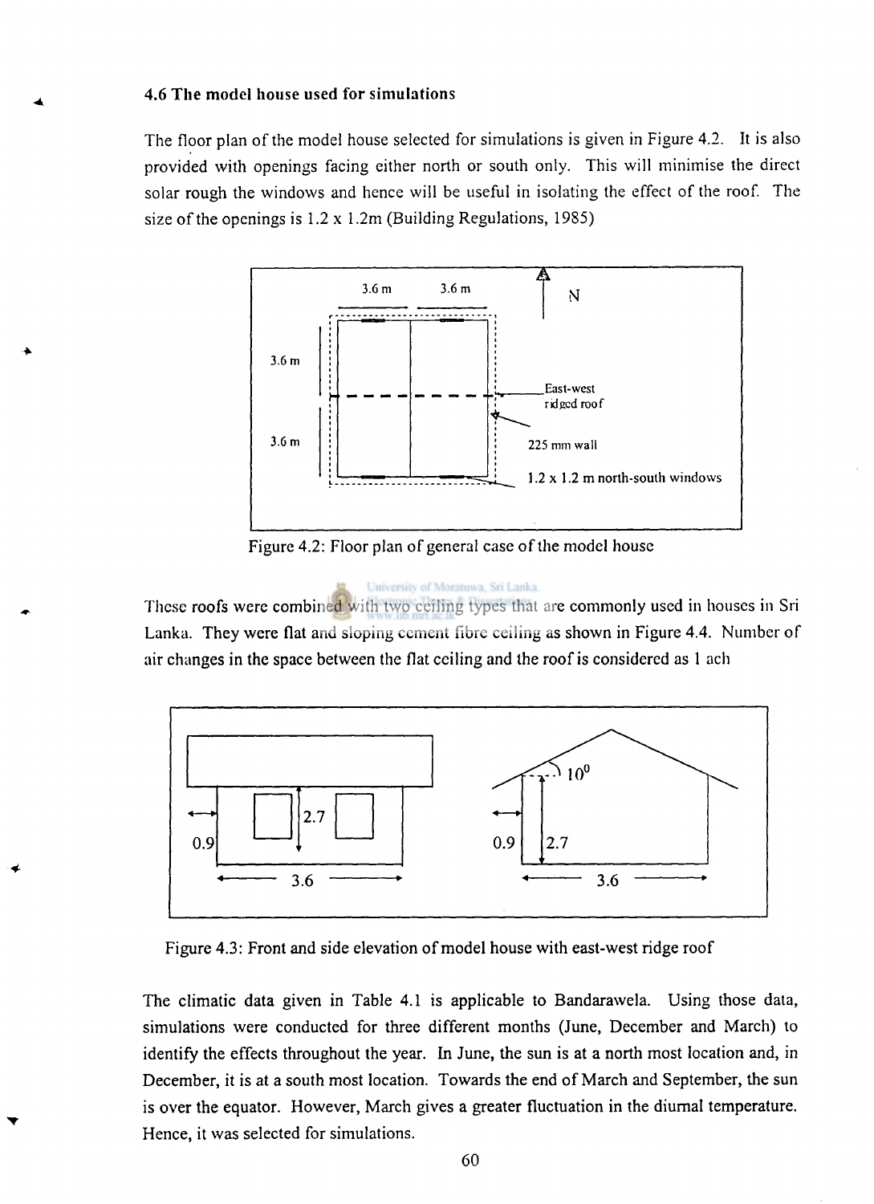### 4.6 The model house used for simulations

The floor plan of the model house selected for simulations is given in Figure 4.2. It is also provided with openings facing either north or south only. This will minimise the direct solar rough the windows and hence will be useful in isolating the effect of the roof. The size of the openings is 1.2 x 1.2m (Building Regulations, 1985)

Figure 4.2: Floor plan of general case of the model house

These roofs were combined with two ceiling types that are commonly used in houses in Sri Lanka. They were flat and sloping cement fibre ceiling as shown in Figure 4.4. Number of air changes in the space between the flat ceiling and the roof is considered as 1 ach

Figure 4.3: Front and side elevation of model house with east-west ridge roof

The climatic data given in Table 4.1 is applicable to Bandarawela. Using those data, simulations were conducted for three different months (June, December and March) to identify the effects throughout the year. In June, the sun is at a north most location and, in December, it is at a south most location. Towards the end of March and September, the sun is over the equator. However, March gives a greater fluctuation in the diurnal temperature. Hence, it was selected for simulations.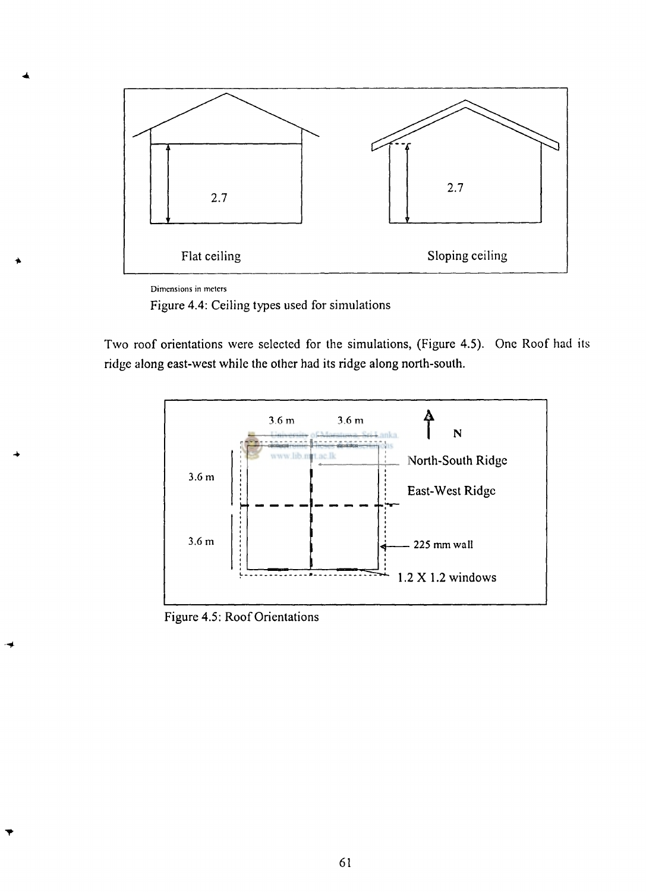Flat ceiling

Sloping ceiling

Dimensions in meters

Figure 4.4: Ceiling types used for simulations

Two roof orientations were selected for the simulations, (Figure 4.5). One Roof had its ridge along east-west while the other had its ridge along north-south.

Figure 4.5: Roof Orientations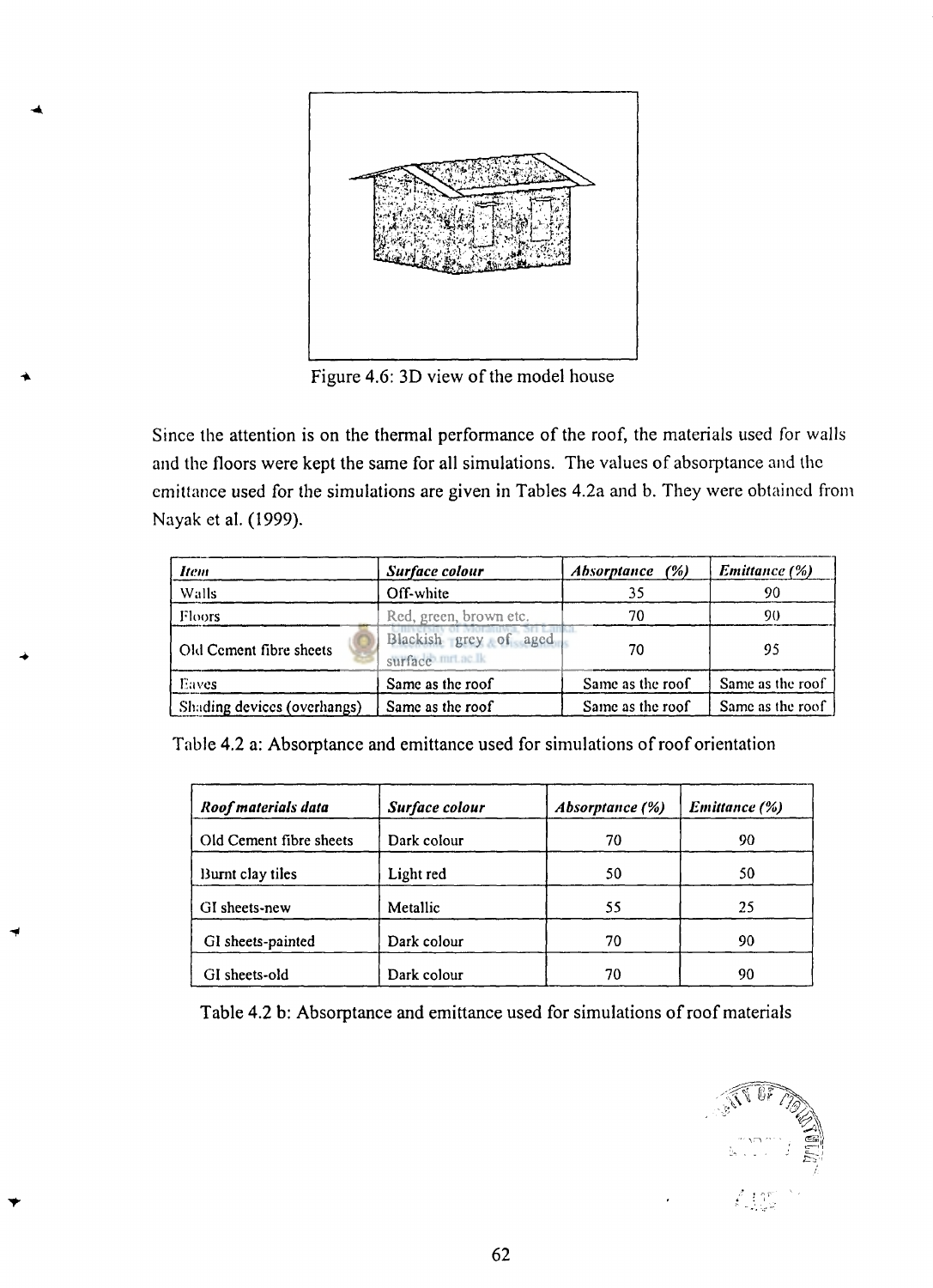Figure 4.6: 3D view of the model house

Since the attention is on the thermal performance of the roof, the materials used for walls and the floors were kept the same for all simulations. The values of absorptance and the emittance used for the simulations are given in Tables 4.2a and b. They were obtained from Nayak et al. (1999).

| *Item* | *Surface colour* | *Absorptance (%)* | *Emittance (%)* |
|---|---|---|---|
| Walls | Off-white | 35 | 90 |
| Floors | Red, green, brown etc. | 70 | 90 |
| Old Cement fibre sheets | Blackish grey of aged surface | 70 | 95 |
| Eaves | Same as the roof | Same as the roof | Same as the roof |
| Shading devices (overhangs) | Same as the roof | Same as the roof | Same as the roof |

Table 4.2 a: Absorptance and emittance used for simulations of roof orientation

| *Roof materials data* | *Surface colour* | *Absorptance (%)* | *Emittance (%)* |
|---|---|---|---|
| Old Cement fibre sheets | Dark colour | 70 | 90 |
| Burnt clay tiles | Light red | 50 | 50 |
| GI sheets-new | Metallic | 55 | 25 |
| GI sheets-painted | Dark colour | 70 | 90 |
| GI sheets-old | Dark colour | 70 | 90 |

Table 4.2 b: Absorptance and emittance used for simulations of roof materials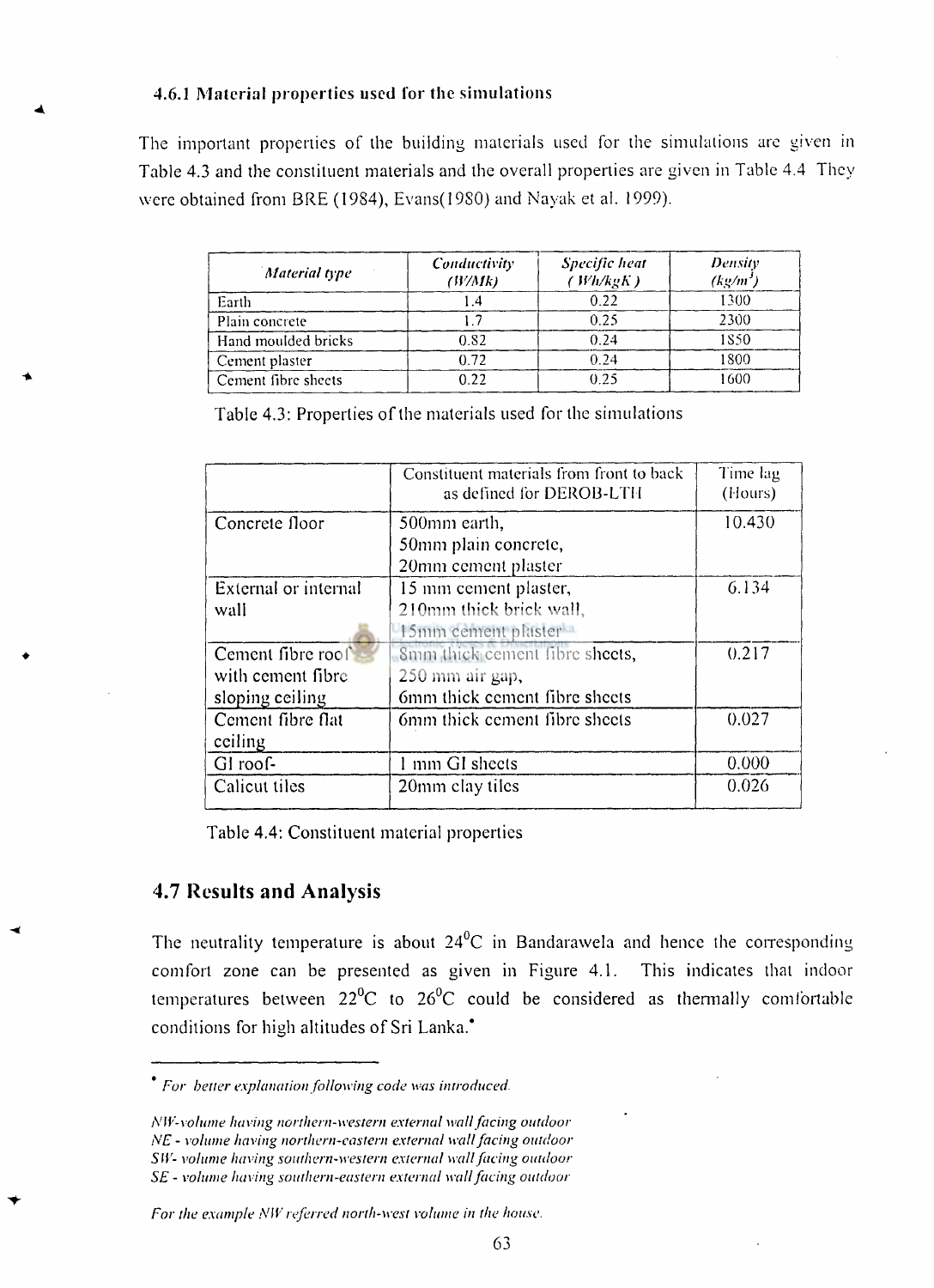### 4.6.1 Material properties used for the simulations

The important properties of the building materials used for the simulations are given in Table 4.3 and the constituent materials and the overall properties are given in Table 4.4 They were obtained from BRE (1984), Evans(1980) and Nayak et al. 1999).

| *Material type* | *Conductivity (W/Mk)* | *Specific heat (Wh/kgK)* | *Density ($kg/m^3$)* |
|---|---|---|---|
| Earth | 1.4 | 0.22 | 1300 |
| Plain concrete | 1.7 | 0.25 | 2300 |
| Hand moulded bricks | 0.82 | 0.24 | 1850 |
| Cement plaster | 0.72 | 0.24 | 1800 |
| Cement fibre sheets | 0.22 | 0.25 | 1600 |

Table 4.3: Properties of the materials used for the simulations

| | Constituent materials from front to back as defined for DEROB-LTH | Time lag (Hours) |
|---|---|---|
| Concrete floor | 500mm earth, 50mm plain concrete, 20mm cement plaster | 10.430 |
| External or internal wall | 15 mm cement plaster, 210mm thick brick wall, 15mm cement plaster | 6.134 |
| Cement fibre roof with cement fibre sloping ceiling | 8mm thick cement fibre sheets, 250 mm air gap, 6mm thick cement fibre sheets | 0.217 |
| Cement fibre flat ceiling | 6mm thick cement fibre sheets | 0.027 |
| GI roof- | 1 mm GI sheets | 0.000 |
| Calicut tiles | 20mm clay tiles | 0.026 |

Table 4.4: Constituent material properties

## 4.7 Results and Analysis

The neutrality temperature is about $24^0$C in Bandarawela and hence the corresponding comfort zone can be presented as given in Figure 4.1. This indicates that indoor temperatures between $22^0$C to $26^0$C could be considered as thermally comfortable conditions for high altitudes of Sri Lanka.*

---

\* *For better explanation following code was introduced.*

*NW-volume having northern-western external wall facing outdoor*
*NE - volume having northern-eastern external wall facing outdoor*
*SW- volume having southern-western external wall facing outdoor*
*SE - volume having southern-eastern external wall facing outdoor*

*For the example NW referred north-west volume in the house.*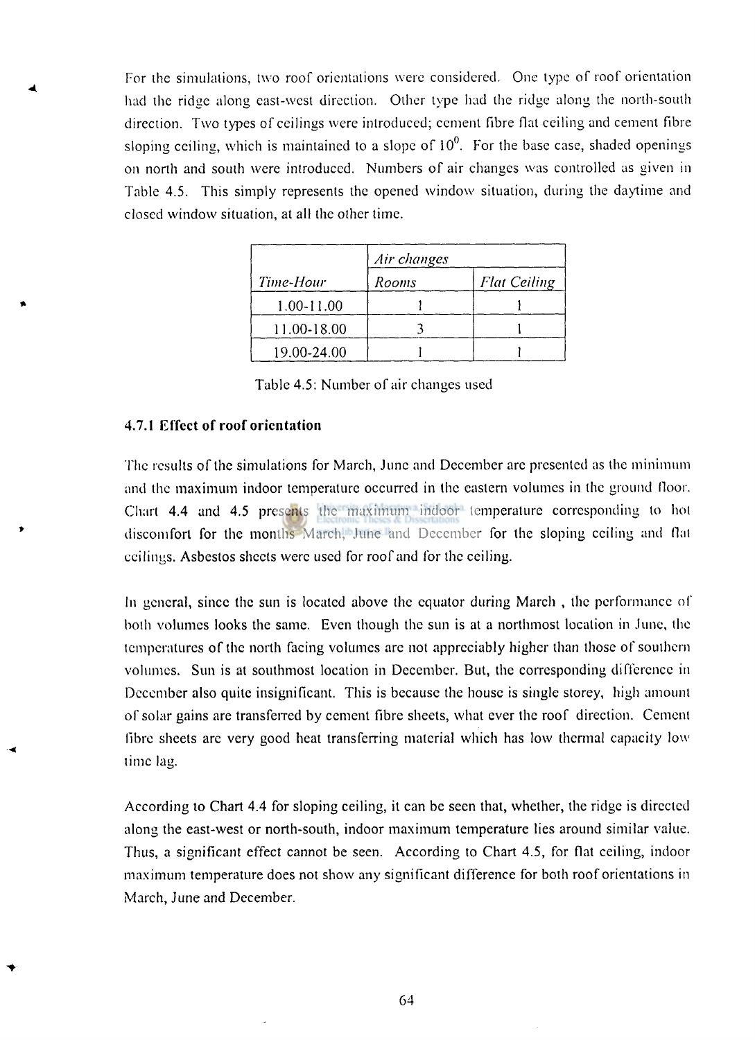For the simulations, two roof orientations were considered. One type of roof orientation had the ridge along east-west direction. Other type had the ridge along the north-south direction. Two types of ceilings were introduced; cement fibre flat ceiling and cement fibre sloping ceiling, which is maintained to a slope of $10^0$. For the base case, shaded openings on north and south were introduced. Numbers of air changes was controlled as given in Table 4.5. This simply represents the opened window situation, during the daytime and closed window situation, at all the other time.

| *Time-Hour* | *Air changes* | |
|---|---|---|
| | *Rooms* | *Flat Ceiling* |
| 1.00-11.00 | 1 | 1 |
| 11.00-18.00 | 3 | 1 |
| 19.00-24.00 | 1 | 1 |

Table 4.5: Number of air changes used

### 4.7.1 Effect of roof orientation

The results of the simulations for March, June and December are presented as the minimum and the maximum indoor temperature occurred in the eastern volumes in the ground floor. Chart 4.4 and 4.5 presents the maximum indoor temperature corresponding to hot discomfort for the months March, June and December for the sloping ceiling and flat ceilings. Asbestos sheets were used for roof and for the ceiling.

In general, since the sun is located above the equator during March , the performance of both volumes looks the same. Even though the sun is at a northmost location in June, the temperatures of the north facing volumes are not appreciably higher than those of southern volumes. Sun is at southmost location in December. But, the corresponding difference in December also quite insignificant. This is because the house is single storey, high amount of solar gains are transferred by cement fibre sheets, what ever the roof direction. Cement fibre sheets are very good heat transferring material which has low thermal capacity low time lag.

According to Chart 4.4 for sloping ceiling, it can be seen that, whether, the ridge is directed along the east-west or north-south, indoor maximum temperature lies around similar value. Thus, a significant effect cannot be seen. According to Chart 4.5, for flat ceiling, indoor maximum temperature does not show any significant difference for both roof orientations in March, June and December.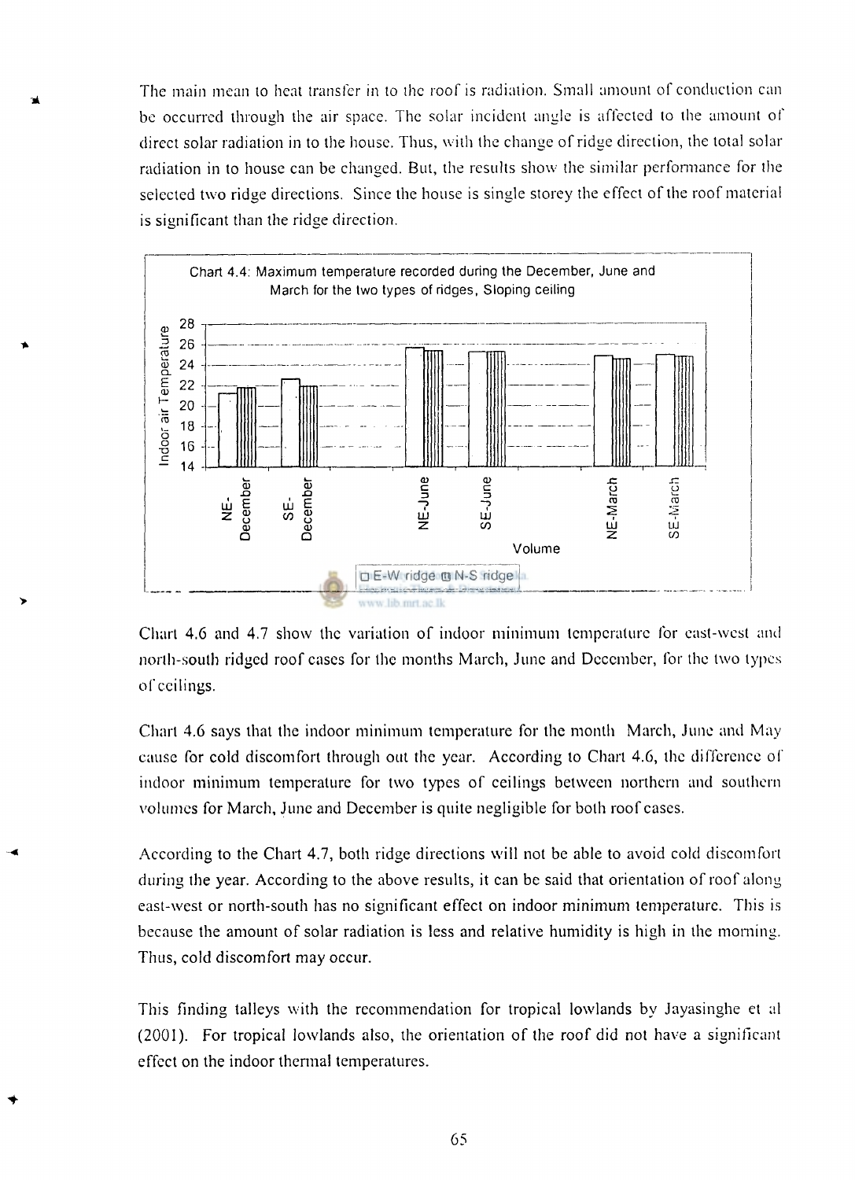The main mean to heat transfer in to the roof is radiation. Small amount of conduction can be occurred through the air space. The solar incident angle is affected to the amount of direct solar radiation in to the house. Thus, with the change of ridge direction, the total solar radiation in to house can be changed. But, the results show the similar performance for the selected two ridge directions. Since the house is single storey the effect of the roof material is significant than the ridge direction.

Chart 4.4: Maximum temperature recorded during the December, June and March for the two types of ridges, Sloping ceiling

Chart 4.6 and 4.7 show the variation of indoor minimum temperature for east-west and north-south ridged roof cases for the months March, June and December, for the two types of ceilings.

Chart 4.6 says that the indoor minimum temperature for the month March, June and May cause for cold discomfort through out the year. According to Chart 4.6, the difference of indoor minimum temperature for two types of ceilings between northern and southern volumes for March, June and December is quite negligible for both roof cases.

According to the Chart 4.7, both ridge directions will not be able to avoid cold discomfort during the year. According to the above results, it can be said that orientation of roof along east-west or north-south has no significant effect on indoor minimum temperature. This is because the amount of solar radiation is less and relative humidity is high in the morning. Thus, cold discomfort may occur.

This finding talleys with the recommendation for tropical lowlands by Jayasinghe et al (2001). For tropical lowlands also, the orientation of the roof did not have a significant effect on the indoor thermal temperatures.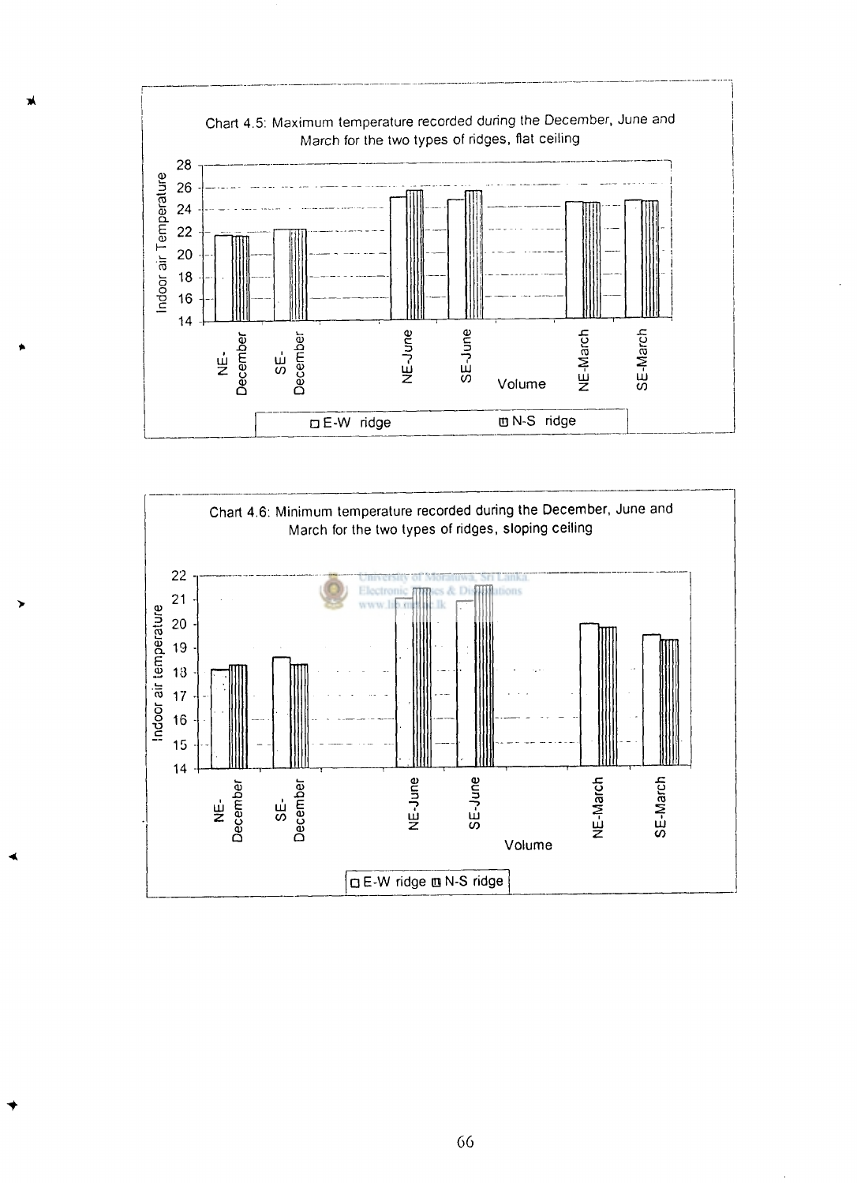Chart 4.5: Maximum temperature recorded during the December, June and March for the two types of ridges, flat ceiling

Chart 4.6: Minimum temperature recorded during the December, June and March for the two types of ridges, sloping ceiling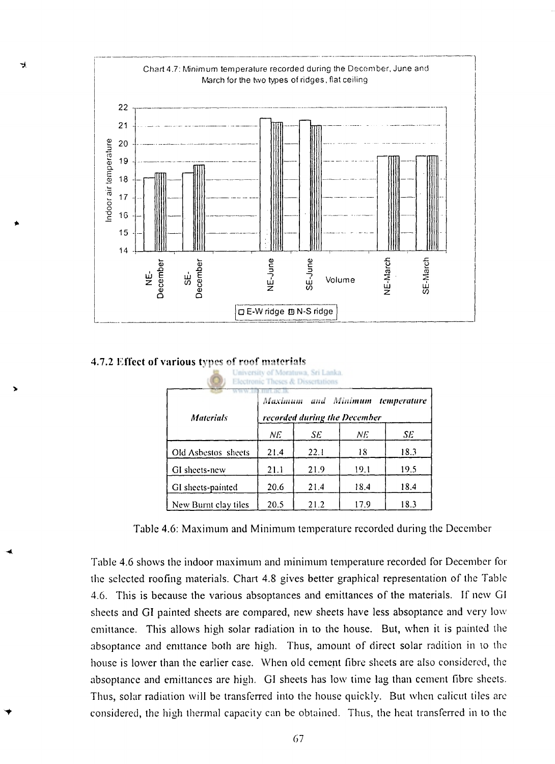Chart 4.7: Minimum temperature recorded during the December, June and March for the two types of ridges, flat ceiling

### 4.7.2 Effect of various types of roof materials

| *Materials* | *Maximum and Minimum temperature recorded during the December* | | | |
|---|---|---|---|---|
| | *NE* | *SE* | *NE* | *SE* |
| Old Asbestos sheets | 21.4 | 22.1 | 18 | 18.3 |
| GI sheets-new | 21.1 | 21.9 | 19.1 | 19.5 |
| GI sheets-painted | 20.6 | 21.4 | 18.4 | 18.4 |
| New Burnt clay tiles | 20.5 | 21.2 | 17.9 | 18.3 |

Table 4.6: Maximum and Minimum temperature recorded during the December

Table 4.6 shows the indoor maximum and minimum temperature recorded for December for the selected roofing materials. Chart 4.8 gives better graphical representation of the Table 4.6. This is because the various absoptances and emittances of the materials. If new GI sheets and GI painted sheets are compared, new sheets have less absoptance and very low emittance. This allows high solar radiation in to the house. But, when it is painted the absoptance and emttance both are high. Thus, amount of direct solar radition in to the house is lower than the earlier case. When old cement fibre sheets are also considered, the absoptance and emittances are high. GI sheets has low time lag than cement fibre sheets. Thus, solar radiation will be transferred into the house quickly. But when calicut tiles are considered, the high thermal capacity can be obtained. Thus, the heat transferred in to the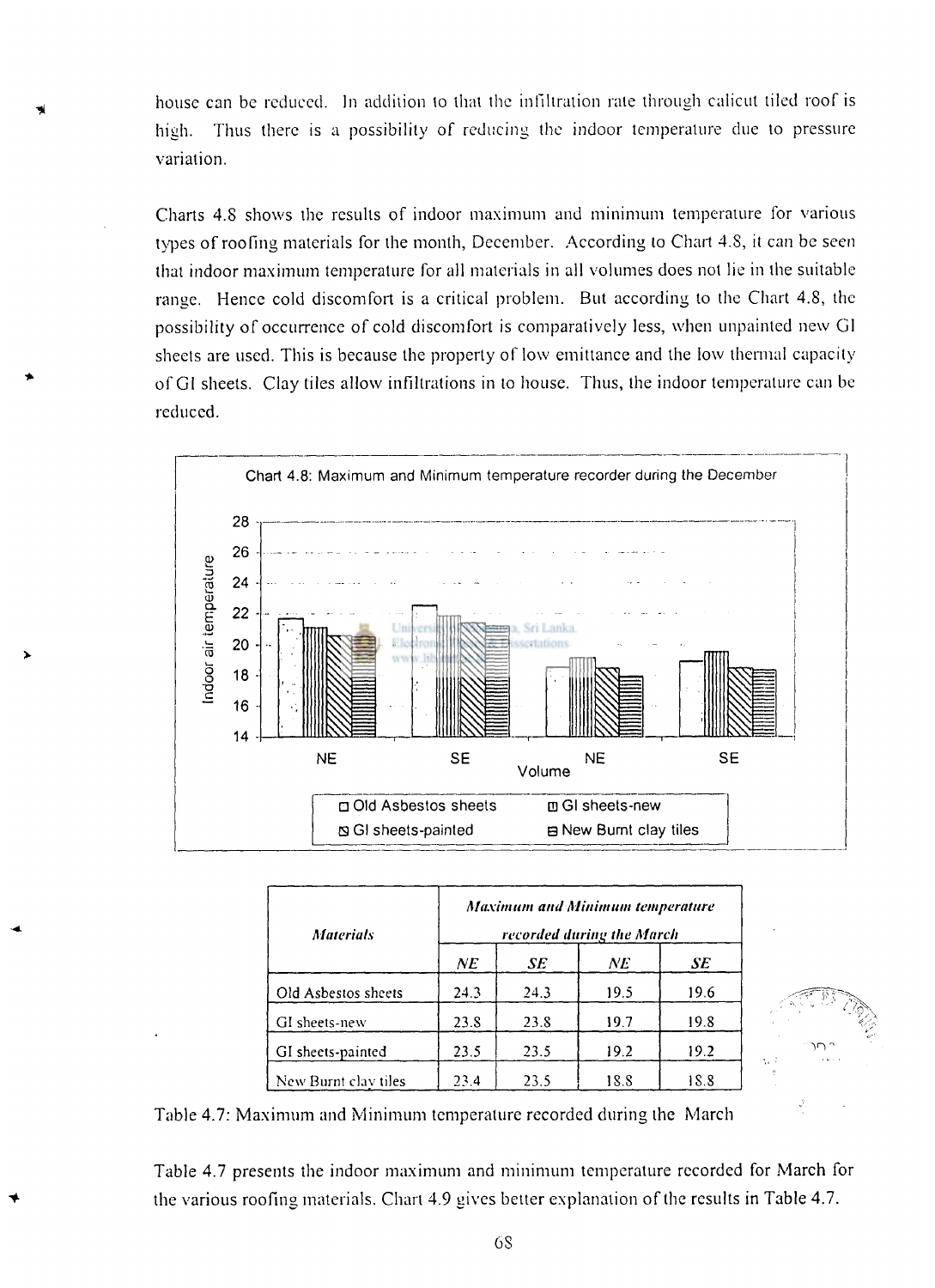house can be reduced. In addition to that the infiltration rate through calicut tiled roof is high. Thus there is a possibility of reducing the indoor temperature due to pressure variation.

Charts 4.8 shows the results of indoor maximum and minimum temperature for various types of roofing materials for the month, December. According to Chart 4.8, it can be seen that indoor maximum temperature for all materials in all volumes does not lie in the suitable range. Hence cold discomfort is a critical problem. But according to the Chart 4.8, the possibility of occurrence of cold discomfort is comparatively less, when unpainted new GI sheets are used. This is because the property of low emittance and the low thermal capacity of GI sheets. Clay tiles allow infiltrations in to house. Thus, the indoor temperature can be reduced.

Chart 4.8: Maximum and Minimum temperature recorder during the December

| Materials | Maximum and Minimum temperature recorded during the March | | | |
|---|---|---|---|---|
| | NE | SE | NE | SE |
| Old Asbestos sheets | 24.3 | 24.3 | 19.5 | 19.6 |
| GI sheets-new | 23.8 | 23.8 | 19.7 | 19.8 |
| GI sheets-painted | 23.5 | 23.5 | 19.2 | 19.2 |
| New Burnt clay tiles | 23.4 | 23.5 | 18.8 | 18.8 |

Table 4.7: Maximum and Minimum temperature recorded during the March

Table 4.7 presents the indoor maximum and minimum temperature recorded for March for the various roofing materials. Chart 4.9 gives better explanation of the results in Table 4.7.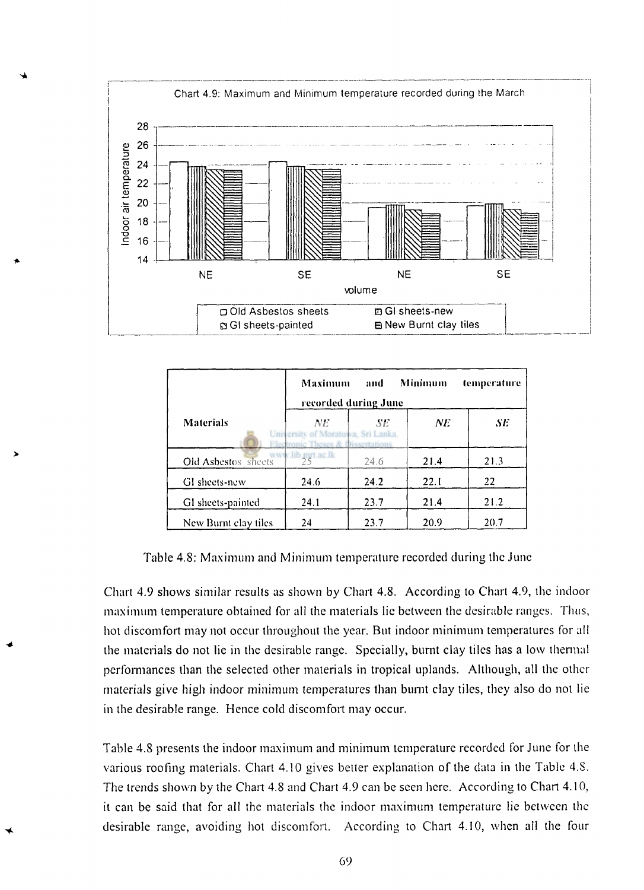Chart 4.9: Maximum and Minimum temperature recorded during the March

| Materials | Maximum and Minimum temperature recorded during June | | | |
|---|---|---|---|---|
| | *NE* | *SE* | *NE* | *SE* |
| Old Asbestos sheets | 25 | 24.6 | 21.4 | 21.3 |
| GI sheets-new | 24.6 | 24.2 | 22.1 | 22 |
| GI sheets-painted | 24.1 | 23.7 | 21.4 | 21.2 |
| New Burnt clay tiles | 24 | 23.7 | 20.9 | 20.7 |

Table 4.8: Maximum and Minimum temperature recorded during the June

Chart 4.9 shows similar results as shown by Chart 4.8. According to Chart 4.9, the indoor maximum temperature obtained for all the materials lie between the desirable ranges. Thus, hot discomfort may not occur throughout the year. But indoor minimum temperatures for all the materials do not lie in the desirable range. Specially, burnt clay tiles has a low thermal performances than the selected other materials in tropical uplands. Although, all the other materials give high indoor minimum temperatures than burnt clay tiles, they also do not lie in the desirable range. Hence cold discomfort may occur.

Table 4.8 presents the indoor maximum and minimum temperature recorded for June for the various roofing materials. Chart 4.10 gives better explanation of the data in the Table 4.8. The trends shown by the Chart 4.8 and Chart 4.9 can be seen here. According to Chart 4.10, it can be said that for all the materials the indoor maximum temperature lie between the desirable range, avoiding hot discomfort. According to Chart 4.10, when all the four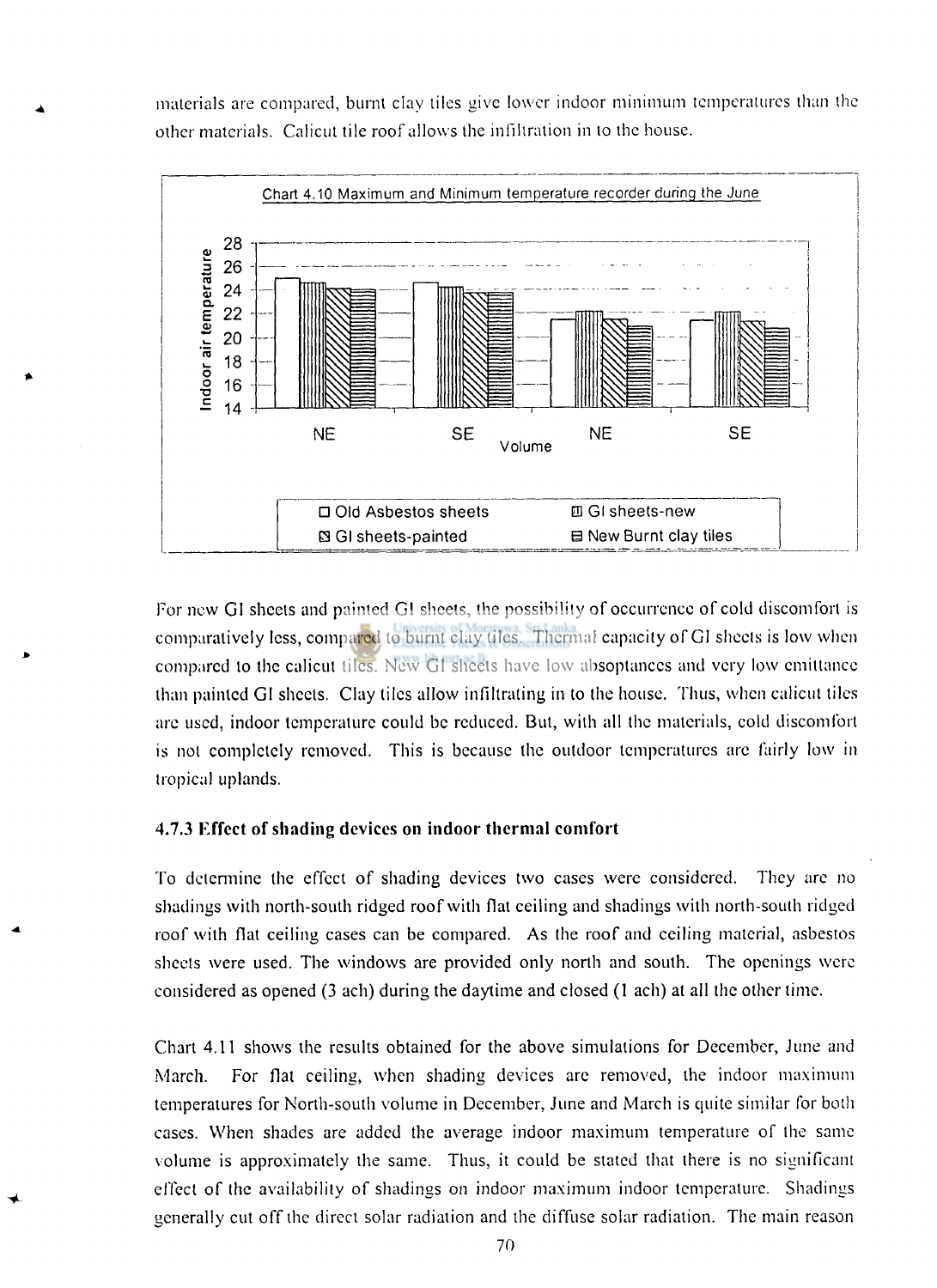materials are compared, burnt clay tiles give lower indoor minimum temperatures than the other materials. Calicut tile roof allows the infiltration in to the house.

Chart 4.10 Maximum and Minimum temperature recorder during the June

For new GI sheets and painted GI sheets, the possibility of occurrence of cold discomfort is comparatively less, compared to burnt clay tiles. Thermal capacity of GI sheets is low when compared to the calicut tiles. New GI sheets have low absoptances and very low emittance than painted GI sheets. Clay tiles allow infiltrating in to the house. Thus, when calicut tiles are used, indoor temperature could be reduced. But, with all the materials, cold discomfort is not completely removed. This is because the outdoor temperatures are fairly low in tropical uplands.

### 4.7.3 Effect of shading devices on indoor thermal comfort

To determine the effect of shading devices two cases were considered. They are no shadings with north-south ridged roof with flat ceiling and shadings with north-south ridged roof with flat ceiling cases can be compared. As the roof and ceiling material, asbestos sheets were used. The windows are provided only north and south. The openings were considered as opened (3 ach) during the daytime and closed (1 ach) at all the other time.

Chart 4.11 shows the results obtained for the above simulations for December, June and March. For flat ceiling, when shading devices are removed, the indoor maximum temperatures for North-south volume in December, June and March is quite similar for both cases. When shades are added the average indoor maximum temperature of the same volume is approximately the same. Thus, it could be stated that there is no significant effect of the availability of shadings on indoor maximum indoor temperature. Shadings generally cut off the direct solar radiation and the diffuse solar radiation. The main reason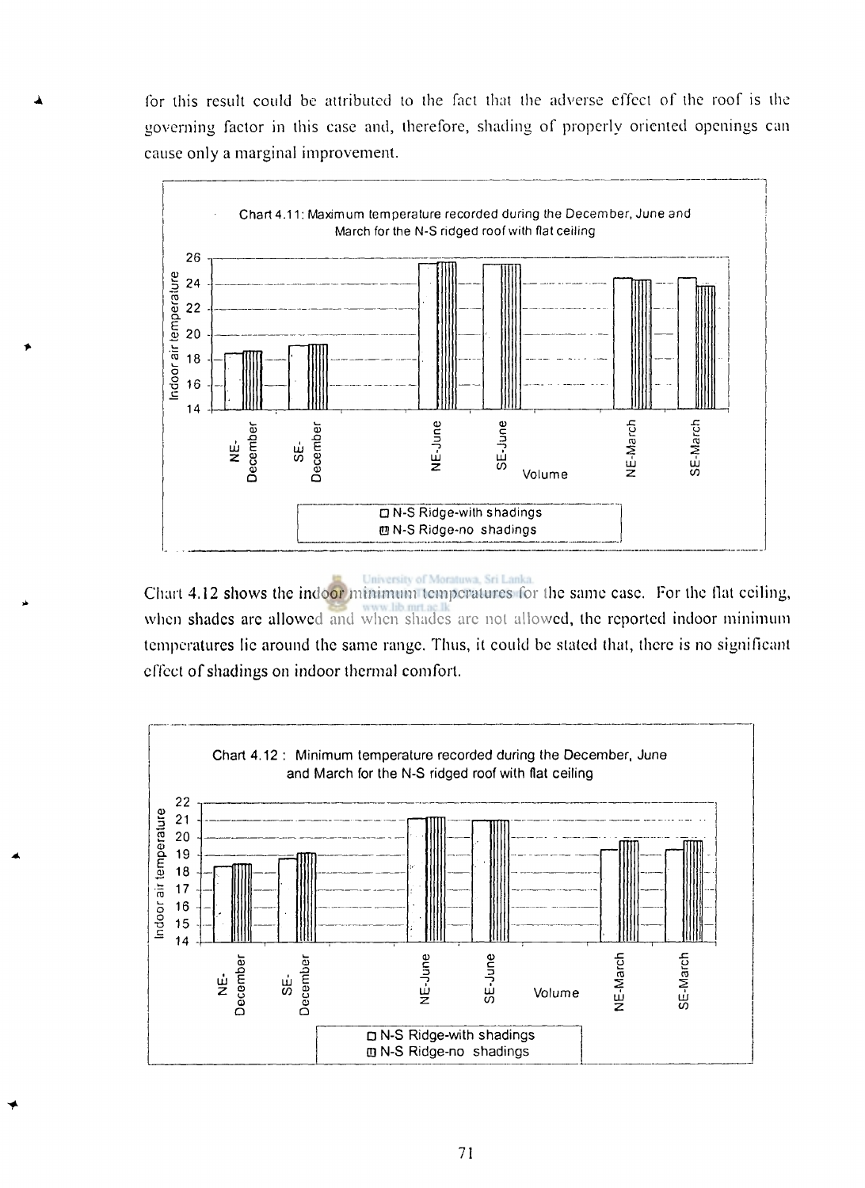for this result could be attributed to the fact that the adverse effect of the roof is the governing factor in this case and, therefore, shading of properly oriented openings can cause only a marginal improvement.

Chart 4.11: Maximum temperature recorded during the December, June and March for the N-S ridged roof with flat ceiling

Chart 4.12 shows the indoor minimum temperatures for the same case. For the flat ceiling, when shades are allowed and when shades are not allowed, the reported indoor minimum temperatures lie around the same range. Thus, it could be stated that, there is no significant effect of shadings on indoor thermal comfort.

Chart 4.12 : Minimum temperature recorded during the December, June and March for the N-S ridged roof with flat ceiling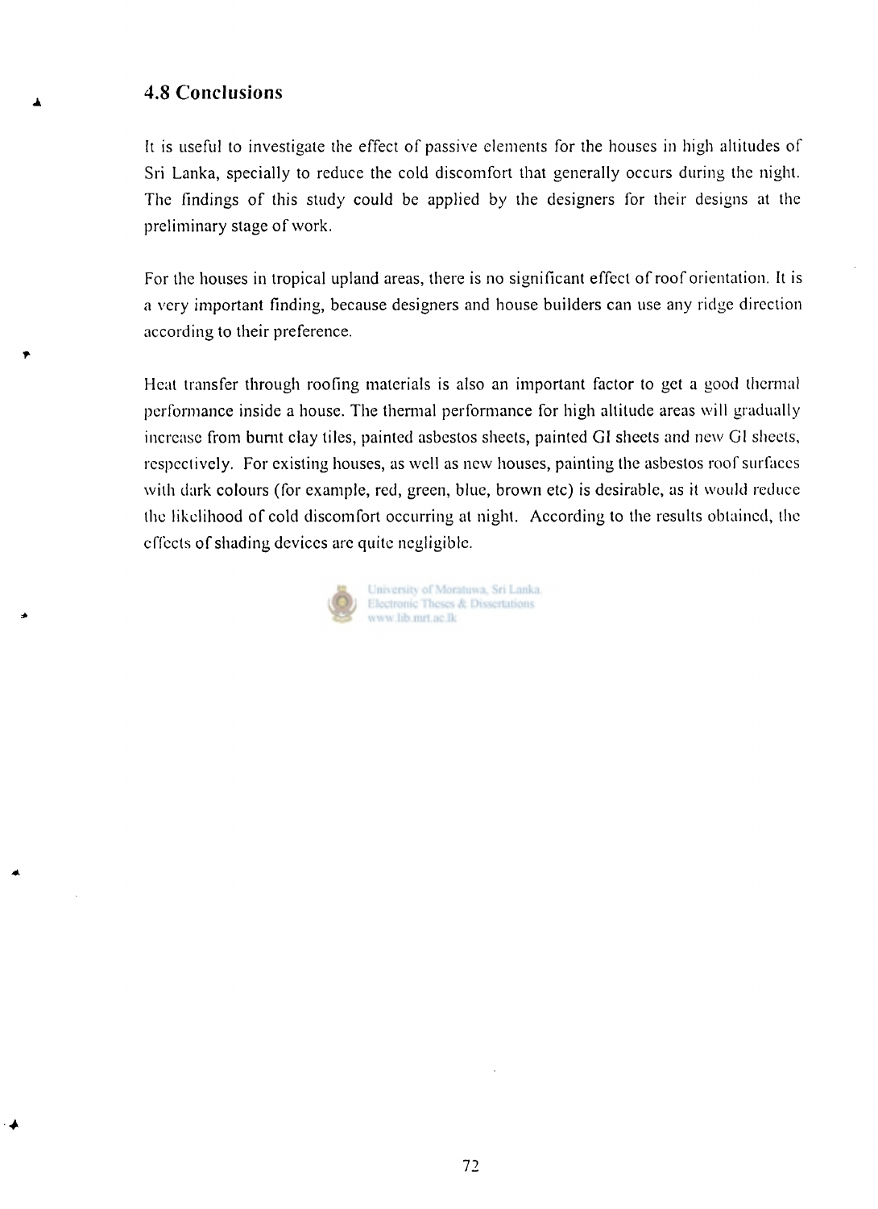## 4.8 Conclusions

It is useful to investigate the effect of passive elements for the houses in high altitudes of Sri Lanka, specially to reduce the cold discomfort that generally occurs during the night. The findings of this study could be applied by the designers for their designs at the preliminary stage of work.

For the houses in tropical upland areas, there is no significant effect of roof orientation. It is a very important finding, because designers and house builders can use any ridge direction according to their preference.

Heat transfer through roofing materials is also an important factor to get a good thermal performance inside a house. The thermal performance for high altitude areas will gradually increase from burnt clay tiles, painted asbestos sheets, painted GI sheets and new GI sheets, respectively. For existing houses, as well as new houses, painting the asbestos roof surfaces with dark colours (for example, red, green, blue, brown etc) is desirable, as it would reduce the likelihood of cold discomfort occurring at night. According to the results obtained, the effects of shading devices are quite negligible.